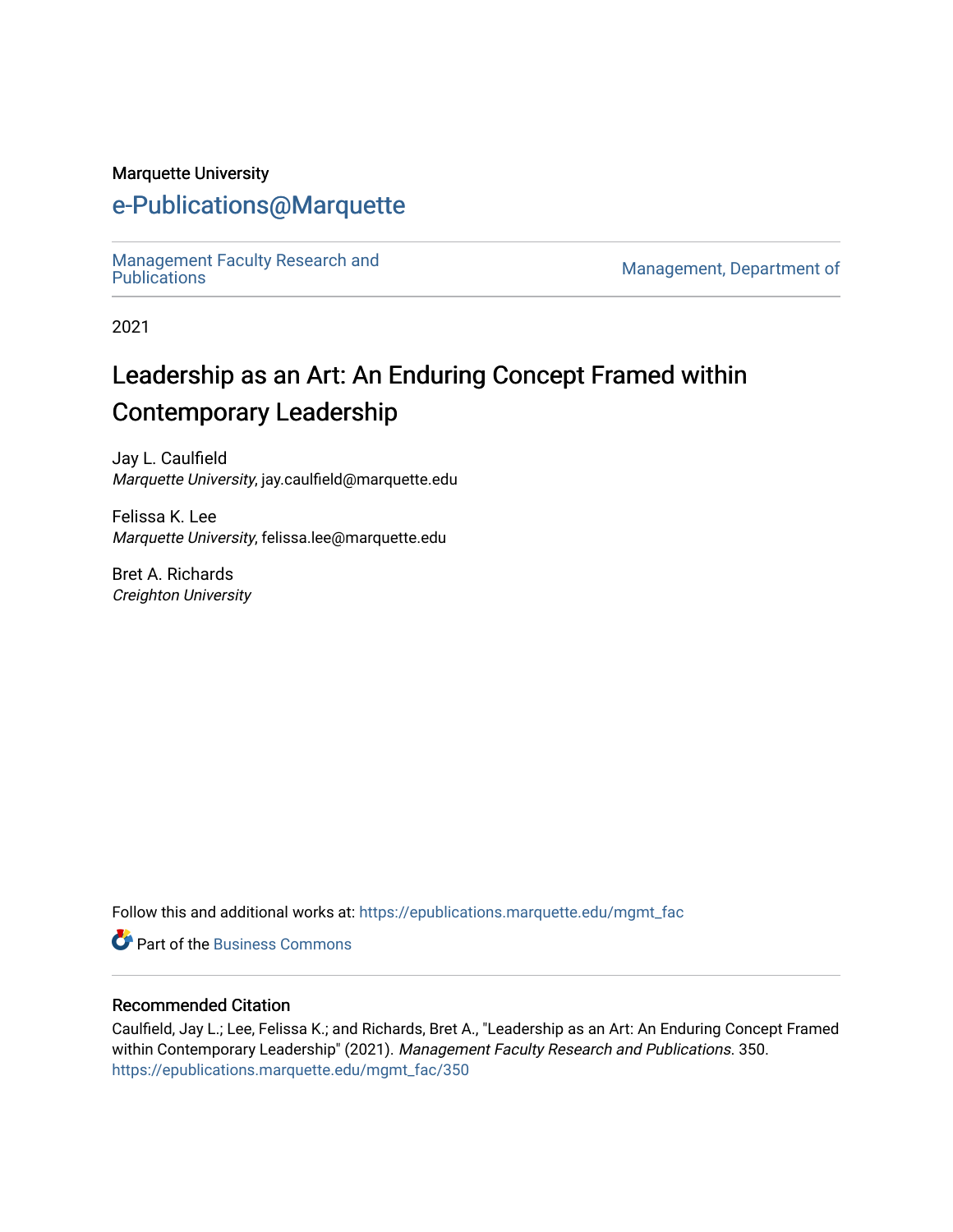Marquette University

# e-Publications@Marquette

Management Faculty Research and Publications | Management, Department of

2021

# Leadership as an Art: An Enduring Concept Framed within Contemporary Leadership

Jay L. Caulfield
*Marquette University*, jay.caulfield@marquette.edu

Felissa K. Lee
*Marquette University*, felissa.lee@marquette.edu

Bret A. Richards
*Creighton University*

Follow this and additional works at: https://epublications.marquette.edu/mgmt_fac

Part of the Business Commons

## Recommended Citation

Caulfield, Jay L.; Lee, Felissa K.; and Richards, Bret A., "Leadership as an Art: An Enduring Concept Framed within Contemporary Leadership" (2021). *Management Faculty Research and Publications*. 350.
https://epublications.marquette.edu/mgmt_fac/350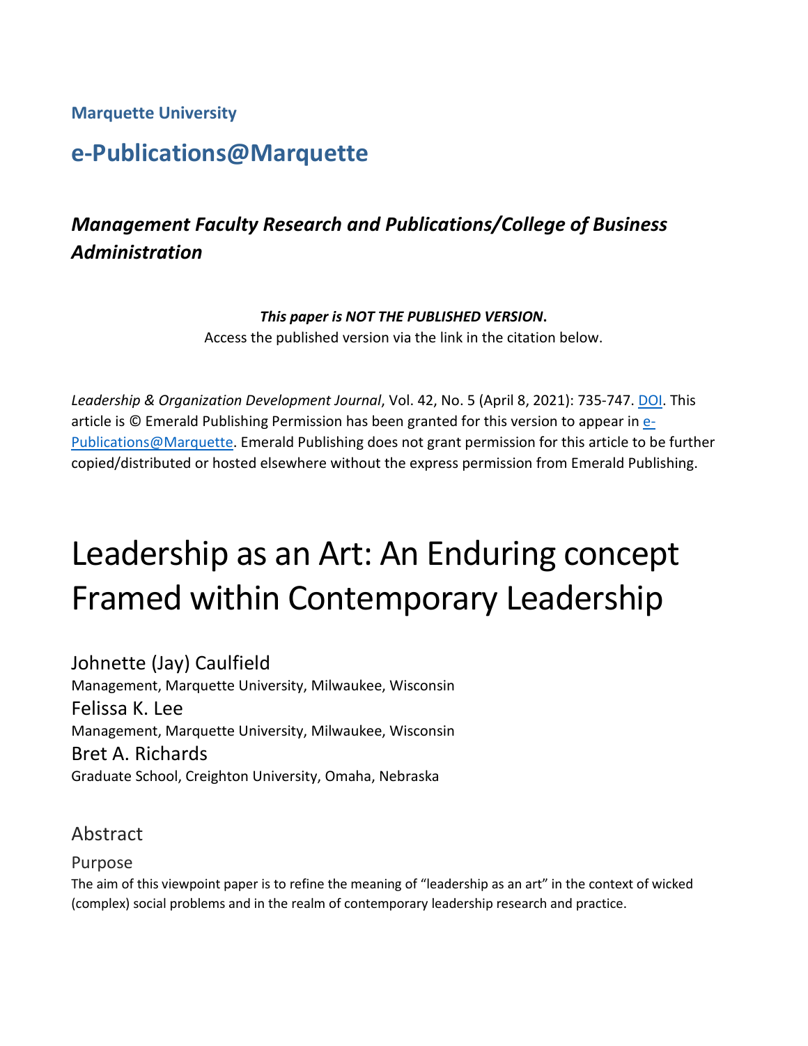**Marquette University**

## e-Publications@Marquette

### *Management Faculty Research and Publications/College of Business Administration*

***This paper is NOT THE PUBLISHED VERSION*.**
Access the published version via the link in the citation below.

*Leadership & Organization Development Journal*, Vol. 42, No. 5 (April 8, 2021): 735-747. DOI. This article is © Emerald Publishing Permission has been granted for this version to appear in e-Publications@Marquette. Emerald Publishing does not grant permission for this article to be further copied/distributed or hosted elsewhere without the express permission from Emerald Publishing.

# Leadership as an Art: An Enduring concept Framed within Contemporary Leadership

Johnette (Jay) Caulfield
Management, Marquette University, Milwaukee, Wisconsin

Felissa K. Lee
Management, Marquette University, Milwaukee, Wisconsin

Bret A. Richards
Graduate School, Creighton University, Omaha, Nebraska

## Abstract

### Purpose

The aim of this viewpoint paper is to refine the meaning of "leadership as an art" in the context of wicked (complex) social problems and in the realm of contemporary leadership research and practice.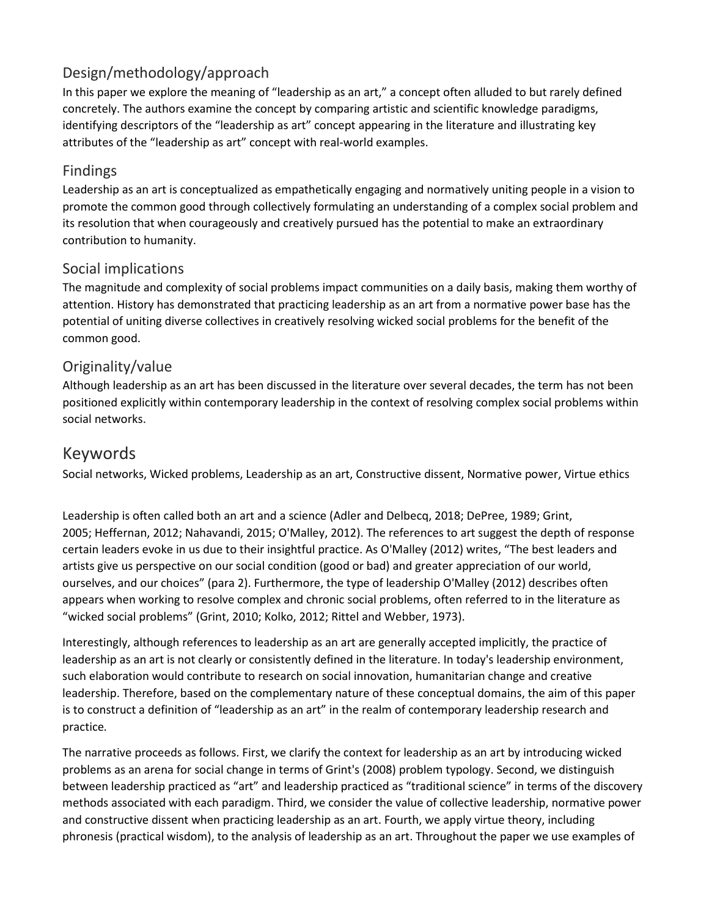## Design/methodology/approach

In this paper we explore the meaning of "leadership as an art," a concept often alluded to but rarely defined concretely. The authors examine the concept by comparing artistic and scientific knowledge paradigms, identifying descriptors of the "leadership as art" concept appearing in the literature and illustrating key attributes of the "leadership as art" concept with real-world examples.

## Findings

Leadership as an art is conceptualized as empathetically engaging and normatively uniting people in a vision to promote the common good through collectively formulating an understanding of a complex social problem and its resolution that when courageously and creatively pursued has the potential to make an extraordinary contribution to humanity.

## Social implications

The magnitude and complexity of social problems impact communities on a daily basis, making them worthy of attention. History has demonstrated that practicing leadership as an art from a normative power base has the potential of uniting diverse collectives in creatively resolving wicked social problems for the benefit of the common good.

## Originality/value

Although leadership as an art has been discussed in the literature over several decades, the term has not been positioned explicitly within contemporary leadership in the context of resolving complex social problems within social networks.

# Keywords

Social networks, Wicked problems, Leadership as an art, Constructive dissent, Normative power, Virtue ethics

Leadership is often called both an art and a science (Adler and Delbecq, 2018; DePree, 1989; Grint, 2005; Heffernan, 2012; Nahavandi, 2015; O'Malley, 2012). The references to art suggest the depth of response certain leaders evoke in us due to their insightful practice. As O'Malley (2012) writes, "The best leaders and artists give us perspective on our social condition (good or bad) and greater appreciation of our world, ourselves, and our choices" (para 2). Furthermore, the type of leadership O'Malley (2012) describes often appears when working to resolve complex and chronic social problems, often referred to in the literature as "wicked social problems" (Grint, 2010; Kolko, 2012; Rittel and Webber, 1973).

Interestingly, although references to leadership as an art are generally accepted implicitly, the practice of leadership as an art is not clearly or consistently defined in the literature. In today's leadership environment, such elaboration would contribute to research on social innovation, humanitarian change and creative leadership. Therefore, based on the complementary nature of these conceptual domains, the aim of this paper is to construct a definition of "leadership as an art" in the realm of contemporary leadership research and practice.

The narrative proceeds as follows. First, we clarify the context for leadership as an art by introducing wicked problems as an arena for social change in terms of Grint's (2008) problem typology. Second, we distinguish between leadership practiced as "art" and leadership practiced as "traditional science" in terms of the discovery methods associated with each paradigm. Third, we consider the value of collective leadership, normative power and constructive dissent when practicing leadership as an art. Fourth, we apply virtue theory, including phronesis (practical wisdom), to the analysis of leadership as an art. Throughout the paper we use examples of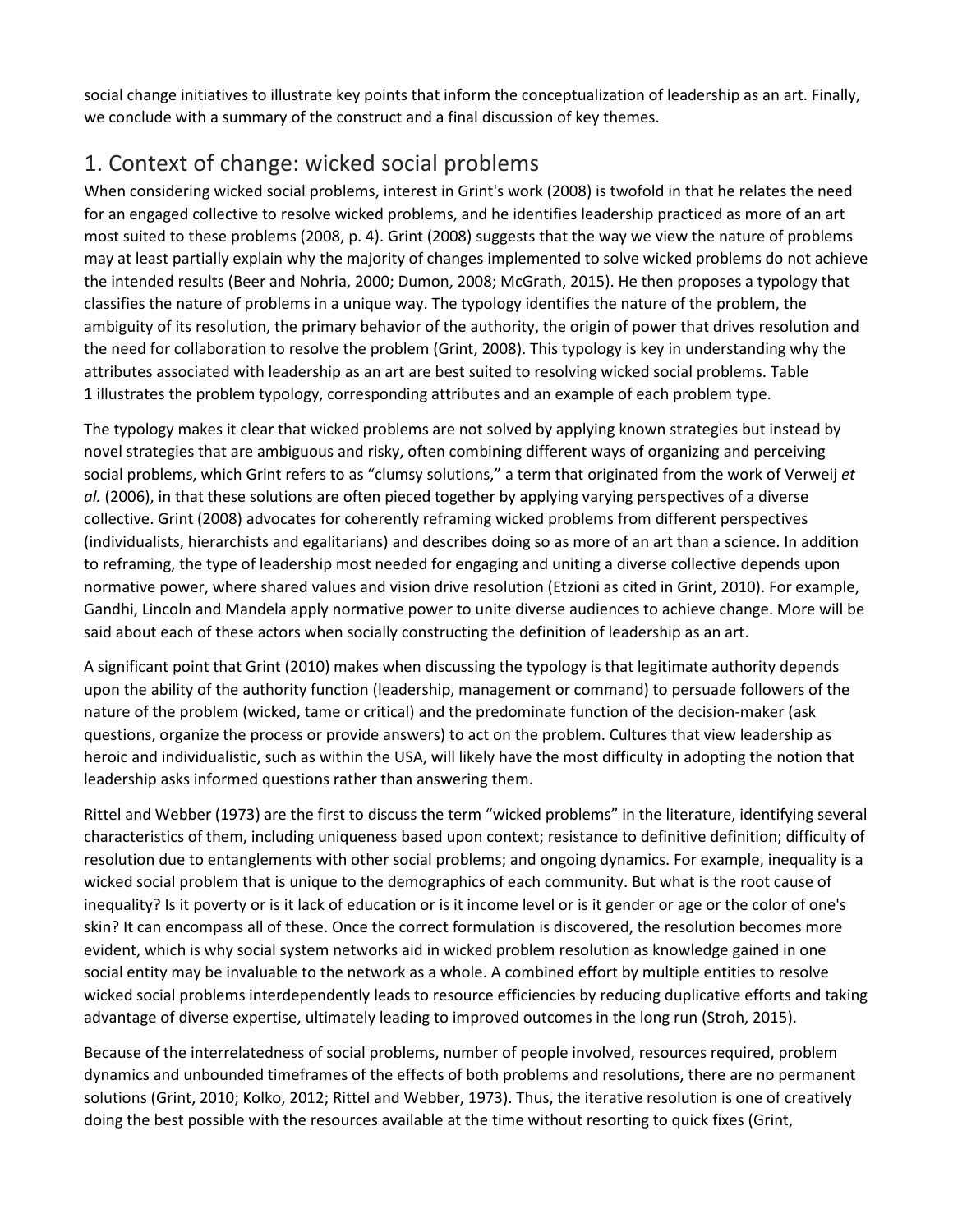social change initiatives to illustrate key points that inform the conceptualization of leadership as an art. Finally, we conclude with a summary of the construct and a final discussion of key themes.

# 1. Context of change: wicked social problems

When considering wicked social problems, interest in Grint's work (2008) is twofold in that he relates the need for an engaged collective to resolve wicked problems, and he identifies leadership practiced as more of an art most suited to these problems (2008, p. 4). Grint (2008) suggests that the way we view the nature of problems may at least partially explain why the majority of changes implemented to solve wicked problems do not achieve the intended results (Beer and Nohria, 2000; Dumon, 2008; McGrath, 2015). He then proposes a typology that classifies the nature of problems in a unique way. The typology identifies the nature of the problem, the ambiguity of its resolution, the primary behavior of the authority, the origin of power that drives resolution and the need for collaboration to resolve the problem (Grint, 2008). This typology is key in understanding why the attributes associated with leadership as an art are best suited to resolving wicked social problems. Table 1 illustrates the problem typology, corresponding attributes and an example of each problem type.

The typology makes it clear that wicked problems are not solved by applying known strategies but instead by novel strategies that are ambiguous and risky, often combining different ways of organizing and perceiving social problems, which Grint refers to as "clumsy solutions," a term that originated from the work of Verweij *et al.* (2006), in that these solutions are often pieced together by applying varying perspectives of a diverse collective. Grint (2008) advocates for coherently reframing wicked problems from different perspectives (individualists, hierarchists and egalitarians) and describes doing so as more of an art than a science. In addition to reframing, the type of leadership most needed for engaging and uniting a diverse collective depends upon normative power, where shared values and vision drive resolution (Etzioni as cited in Grint, 2010). For example, Gandhi, Lincoln and Mandela apply normative power to unite diverse audiences to achieve change. More will be said about each of these actors when socially constructing the definition of leadership as an art.

A significant point that Grint (2010) makes when discussing the typology is that legitimate authority depends upon the ability of the authority function (leadership, management or command) to persuade followers of the nature of the problem (wicked, tame or critical) and the predominate function of the decision-maker (ask questions, organize the process or provide answers) to act on the problem. Cultures that view leadership as heroic and individualistic, such as within the USA, will likely have the most difficulty in adopting the notion that leadership asks informed questions rather than answering them.

Rittel and Webber (1973) are the first to discuss the term "wicked problems" in the literature, identifying several characteristics of them, including uniqueness based upon context; resistance to definitive definition; difficulty of resolution due to entanglements with other social problems; and ongoing dynamics. For example, inequality is a wicked social problem that is unique to the demographics of each community. But what is the root cause of inequality? Is it poverty or is it lack of education or is it income level or is it gender or age or the color of one's skin? It can encompass all of these. Once the correct formulation is discovered, the resolution becomes more evident, which is why social system networks aid in wicked problem resolution as knowledge gained in one social entity may be invaluable to the network as a whole. A combined effort by multiple entities to resolve wicked social problems interdependently leads to resource efficiencies by reducing duplicative efforts and taking advantage of diverse expertise, ultimately leading to improved outcomes in the long run (Stroh, 2015).

Because of the interrelatedness of social problems, number of people involved, resources required, problem dynamics and unbounded timeframes of the effects of both problems and resolutions, there are no permanent solutions (Grint, 2010; Kolko, 2012; Rittel and Webber, 1973). Thus, the iterative resolution is one of creatively doing the best possible with the resources available at the time without resorting to quick fixes (Grint,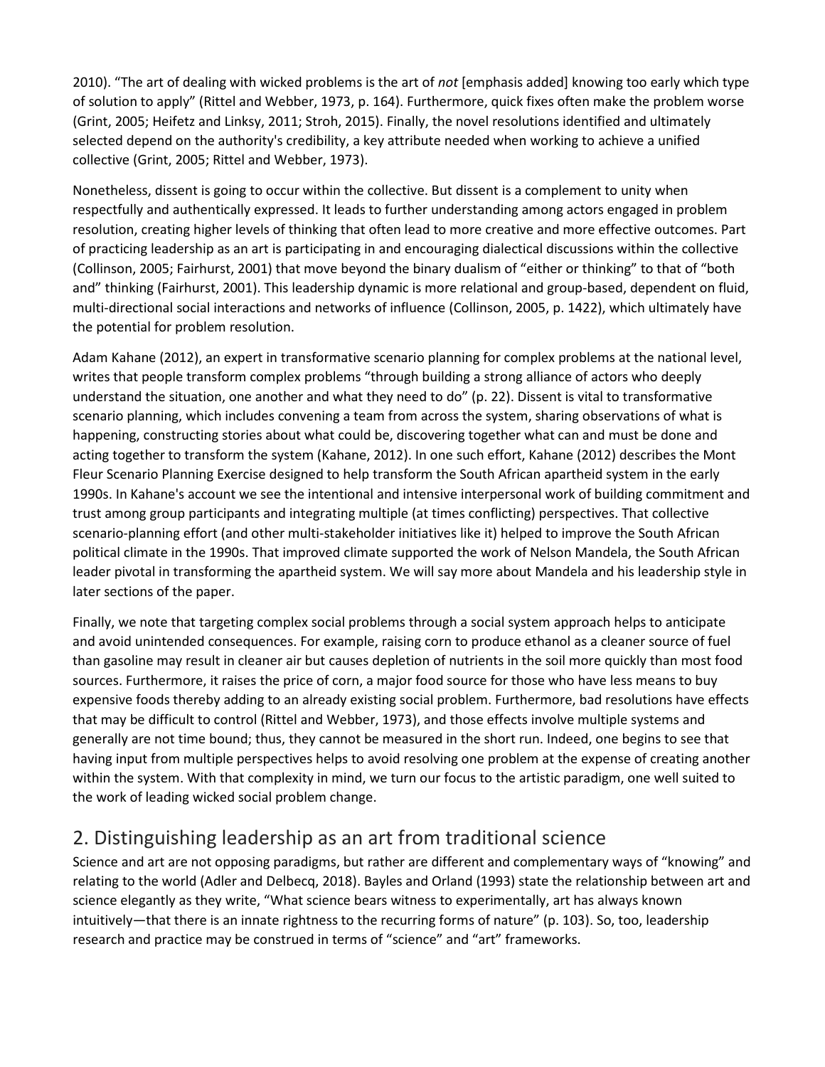2010). “The art of dealing with wicked problems is the art of *not* [emphasis added] knowing too early which type of solution to apply” (Rittel and Webber, 1973, p. 164). Furthermore, quick fixes often make the problem worse (Grint, 2005; Heifetz and Linksy, 2011; Stroh, 2015). Finally, the novel resolutions identified and ultimately selected depend on the authority's credibility, a key attribute needed when working to achieve a unified collective (Grint, 2005; Rittel and Webber, 1973).

Nonetheless, dissent is going to occur within the collective. But dissent is a complement to unity when respectfully and authentically expressed. It leads to further understanding among actors engaged in problem resolution, creating higher levels of thinking that often lead to more creative and more effective outcomes. Part of practicing leadership as an art is participating in and encouraging dialectical discussions within the collective (Collinson, 2005; Fairhurst, 2001) that move beyond the binary dualism of “either or thinking” to that of “both and” thinking (Fairhurst, 2001). This leadership dynamic is more relational and group-based, dependent on fluid, multi-directional social interactions and networks of influence (Collinson, 2005, p. 1422), which ultimately have the potential for problem resolution.

Adam Kahane (2012), an expert in transformative scenario planning for complex problems at the national level, writes that people transform complex problems “through building a strong alliance of actors who deeply understand the situation, one another and what they need to do” (p. 22). Dissent is vital to transformative scenario planning, which includes convening a team from across the system, sharing observations of what is happening, constructing stories about what could be, discovering together what can and must be done and acting together to transform the system (Kahane, 2012). In one such effort, Kahane (2012) describes the Mont Fleur Scenario Planning Exercise designed to help transform the South African apartheid system in the early 1990s. In Kahane's account we see the intentional and intensive interpersonal work of building commitment and trust among group participants and integrating multiple (at times conflicting) perspectives. That collective scenario-planning effort (and other multi-stakeholder initiatives like it) helped to improve the South African political climate in the 1990s. That improved climate supported the work of Nelson Mandela, the South African leader pivotal in transforming the apartheid system. We will say more about Mandela and his leadership style in later sections of the paper.

Finally, we note that targeting complex social problems through a social system approach helps to anticipate and avoid unintended consequences. For example, raising corn to produce ethanol as a cleaner source of fuel than gasoline may result in cleaner air but causes depletion of nutrients in the soil more quickly than most food sources. Furthermore, it raises the price of corn, a major food source for those who have less means to buy expensive foods thereby adding to an already existing social problem. Furthermore, bad resolutions have effects that may be difficult to control (Rittel and Webber, 1973), and those effects involve multiple systems and generally are not time bound; thus, they cannot be measured in the short run. Indeed, one begins to see that having input from multiple perspectives helps to avoid resolving one problem at the expense of creating another within the system. With that complexity in mind, we turn our focus to the artistic paradigm, one well suited to the work of leading wicked social problem change.

## 2. Distinguishing leadership as an art from traditional science

Science and art are not opposing paradigms, but rather are different and complementary ways of “knowing” and relating to the world (Adler and Delbecq, 2018). Bayles and Orland (1993) state the relationship between art and science elegantly as they write, “What science bears witness to experimentally, art has always known intuitively—that there is an innate rightness to the recurring forms of nature” (p. 103). So, too, leadership research and practice may be construed in terms of “science” and “art” frameworks.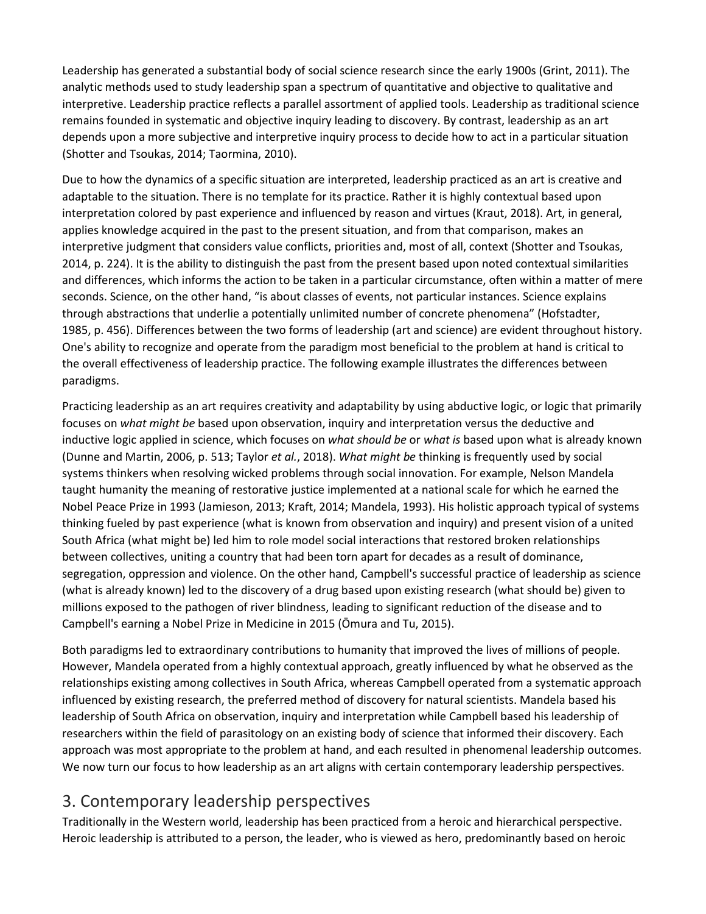Leadership has generated a substantial body of social science research since the early 1900s (Grint, 2011). The analytic methods used to study leadership span a spectrum of quantitative and objective to qualitative and interpretive. Leadership practice reflects a parallel assortment of applied tools. Leadership as traditional science remains founded in systematic and objective inquiry leading to discovery. By contrast, leadership as an art depends upon a more subjective and interpretive inquiry process to decide how to act in a particular situation (Shotter and Tsoukas, 2014; Taormina, 2010).

Due to how the dynamics of a specific situation are interpreted, leadership practiced as an art is creative and adaptable to the situation. There is no template for its practice. Rather it is highly contextual based upon interpretation colored by past experience and influenced by reason and virtues (Kraut, 2018). Art, in general, applies knowledge acquired in the past to the present situation, and from that comparison, makes an interpretive judgment that considers value conflicts, priorities and, most of all, context (Shotter and Tsoukas, 2014, p. 224). It is the ability to distinguish the past from the present based upon noted contextual similarities and differences, which informs the action to be taken in a particular circumstance, often within a matter of mere seconds. Science, on the other hand, "is about classes of events, not particular instances. Science explains through abstractions that underlie a potentially unlimited number of concrete phenomena" (Hofstadter, 1985, p. 456). Differences between the two forms of leadership (art and science) are evident throughout history. One's ability to recognize and operate from the paradigm most beneficial to the problem at hand is critical to the overall effectiveness of leadership practice. The following example illustrates the differences between paradigms.

Practicing leadership as an art requires creativity and adaptability by using abductive logic, or logic that primarily focuses on *what might be* based upon observation, inquiry and interpretation versus the deductive and inductive logic applied in science, which focuses on *what should be* or *what is* based upon what is already known (Dunne and Martin, 2006, p. 513; Taylor *et al.*, 2018). *What might be* thinking is frequently used by social systems thinkers when resolving wicked problems through social innovation. For example, Nelson Mandela taught humanity the meaning of restorative justice implemented at a national scale for which he earned the Nobel Peace Prize in 1993 (Jamieson, 2013; Kraft, 2014; Mandela, 1993). His holistic approach typical of systems thinking fueled by past experience (what is known from observation and inquiry) and present vision of a united South Africa (what might be) led him to role model social interactions that restored broken relationships between collectives, uniting a country that had been torn apart for decades as a result of dominance, segregation, oppression and violence. On the other hand, Campbell's successful practice of leadership as science (what is already known) led to the discovery of a drug based upon existing research (what should be) given to millions exposed to the pathogen of river blindness, leading to significant reduction of the disease and to Campbell's earning a Nobel Prize in Medicine in 2015 (Ōmura and Tu, 2015).

Both paradigms led to extraordinary contributions to humanity that improved the lives of millions of people. However, Mandela operated from a highly contextual approach, greatly influenced by what he observed as the relationships existing among collectives in South Africa, whereas Campbell operated from a systematic approach influenced by existing research, the preferred method of discovery for natural scientists. Mandela based his leadership of South Africa on observation, inquiry and interpretation while Campbell based his leadership of researchers within the field of parasitology on an existing body of science that informed their discovery. Each approach was most appropriate to the problem at hand, and each resulted in phenomenal leadership outcomes. We now turn our focus to how leadership as an art aligns with certain contemporary leadership perspectives.

## 3. Contemporary leadership perspectives

Traditionally in the Western world, leadership has been practiced from a heroic and hierarchical perspective. Heroic leadership is attributed to a person, the leader, who is viewed as hero, predominantly based on heroic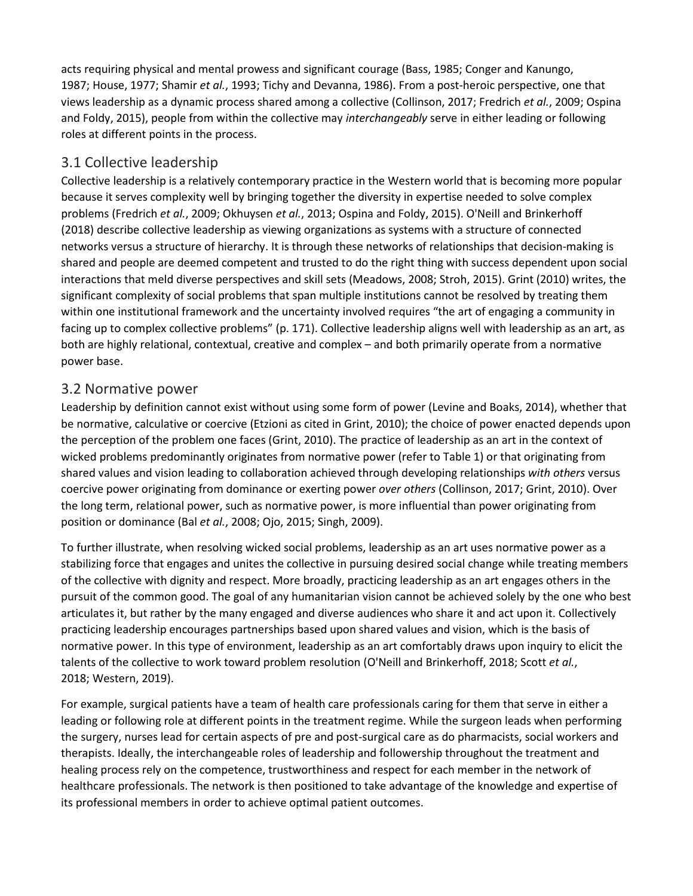acts requiring physical and mental prowess and significant courage (Bass, 1985; Conger and Kanungo, 1987; House, 1977; Shamir *et al.*, 1993; Tichy and Devanna, 1986). From a post-heroic perspective, one that views leadership as a dynamic process shared among a collective (Collinson, 2017; Fredrich *et al.*, 2009; Ospina and Foldy, 2015), people from within the collective may *interchangeably* serve in either leading or following roles at different points in the process.

## 3.1 Collective leadership

Collective leadership is a relatively contemporary practice in the Western world that is becoming more popular because it serves complexity well by bringing together the diversity in expertise needed to solve complex problems (Fredrich *et al.*, 2009; Okhuysen *et al.*, 2013; Ospina and Foldy, 2015). O'Neill and Brinkerhoff (2018) describe collective leadership as viewing organizations as systems with a structure of connected networks versus a structure of hierarchy. It is through these networks of relationships that decision-making is shared and people are deemed competent and trusted to do the right thing with success dependent upon social interactions that meld diverse perspectives and skill sets (Meadows, 2008; Stroh, 2015). Grint (2010) writes, the significant complexity of social problems that span multiple institutions cannot be resolved by treating them within one institutional framework and the uncertainty involved requires "the art of engaging a community in facing up to complex collective problems" (p. 171). Collective leadership aligns well with leadership as an art, as both are highly relational, contextual, creative and complex – and both primarily operate from a normative power base.

## 3.2 Normative power

Leadership by definition cannot exist without using some form of power (Levine and Boaks, 2014), whether that be normative, calculative or coercive (Etzioni as cited in Grint, 2010); the choice of power enacted depends upon the perception of the problem one faces (Grint, 2010). The practice of leadership as an art in the context of wicked problems predominantly originates from normative power (refer to Table 1) or that originating from shared values and vision leading to collaboration achieved through developing relationships *with others* versus coercive power originating from dominance or exerting power *over others* (Collinson, 2017; Grint, 2010). Over the long term, relational power, such as normative power, is more influential than power originating from position or dominance (Bal *et al.*, 2008; Ojo, 2015; Singh, 2009).

To further illustrate, when resolving wicked social problems, leadership as an art uses normative power as a stabilizing force that engages and unites the collective in pursuing desired social change while treating members of the collective with dignity and respect. More broadly, practicing leadership as an art engages others in the pursuit of the common good. The goal of any humanitarian vision cannot be achieved solely by the one who best articulates it, but rather by the many engaged and diverse audiences who share it and act upon it. Collectively practicing leadership encourages partnerships based upon shared values and vision, which is the basis of normative power. In this type of environment, leadership as an art comfortably draws upon inquiry to elicit the talents of the collective to work toward problem resolution (O'Neill and Brinkerhoff, 2018; Scott *et al.*, 2018; Western, 2019).

For example, surgical patients have a team of health care professionals caring for them that serve in either a leading or following role at different points in the treatment regime. While the surgeon leads when performing the surgery, nurses lead for certain aspects of pre and post-surgical care as do pharmacists, social workers and therapists. Ideally, the interchangeable roles of leadership and followership throughout the treatment and healing process rely on the competence, trustworthiness and respect for each member in the network of healthcare professionals. The network is then positioned to take advantage of the knowledge and expertise of its professional members in order to achieve optimal patient outcomes.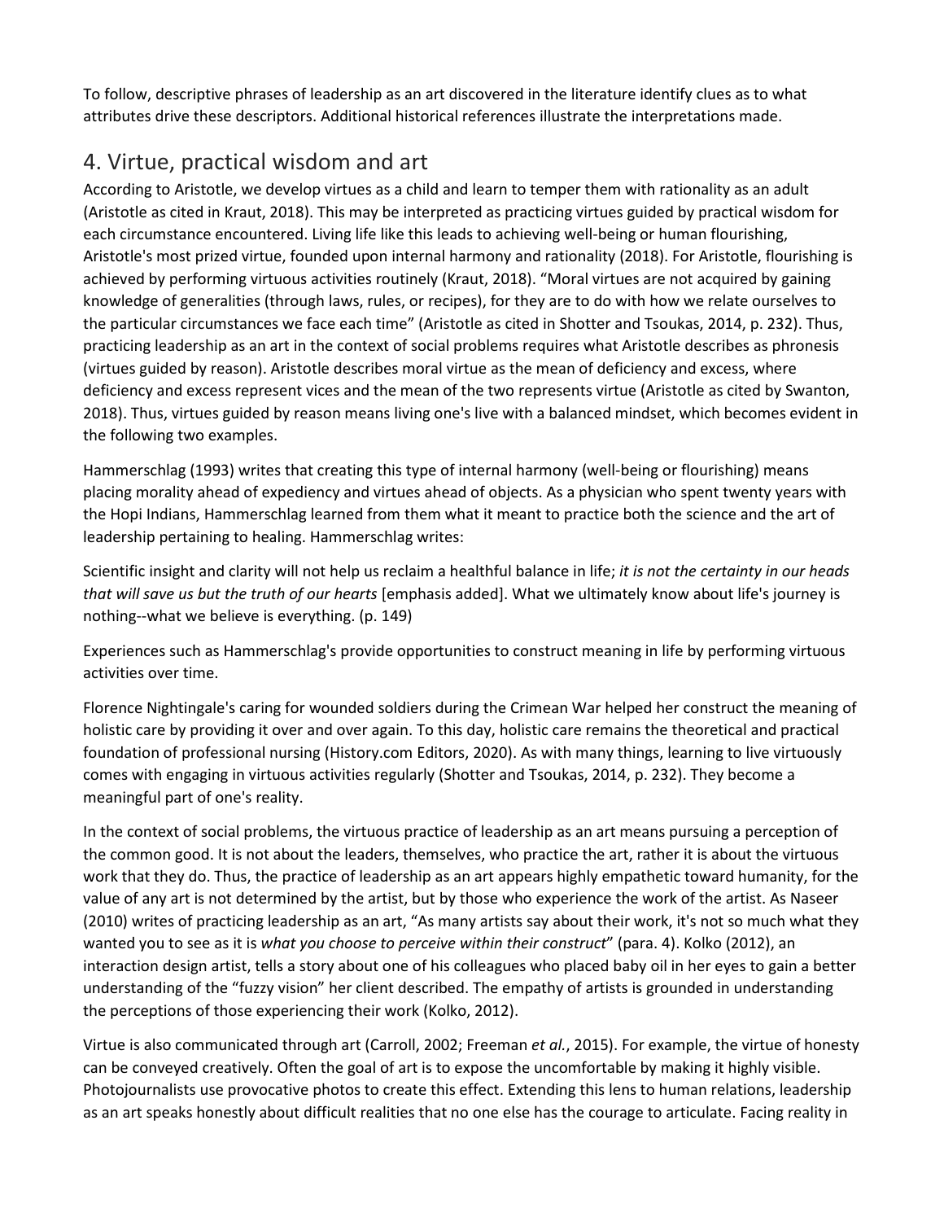To follow, descriptive phrases of leadership as an art discovered in the literature identify clues as to what attributes drive these descriptors. Additional historical references illustrate the interpretations made.

## 4. Virtue, practical wisdom and art

According to Aristotle, we develop virtues as a child and learn to temper them with rationality as an adult (Aristotle as cited in Kraut, 2018). This may be interpreted as practicing virtues guided by practical wisdom for each circumstance encountered. Living life like this leads to achieving well-being or human flourishing, Aristotle's most prized virtue, founded upon internal harmony and rationality (2018). For Aristotle, flourishing is achieved by performing virtuous activities routinely (Kraut, 2018). "Moral virtues are not acquired by gaining knowledge of generalities (through laws, rules, or recipes), for they are to do with how we relate ourselves to the particular circumstances we face each time" (Aristotle as cited in Shotter and Tsoukas, 2014, p. 232). Thus, practicing leadership as an art in the context of social problems requires what Aristotle describes as phronesis (virtues guided by reason). Aristotle describes moral virtue as the mean of deficiency and excess, where deficiency and excess represent vices and the mean of the two represents virtue (Aristotle as cited by Swanton, 2018). Thus, virtues guided by reason means living one's live with a balanced mindset, which becomes evident in the following two examples.

Hammerschlag (1993) writes that creating this type of internal harmony (well-being or flourishing) means placing morality ahead of expediency and virtues ahead of objects. As a physician who spent twenty years with the Hopi Indians, Hammerschlag learned from them what it meant to practice both the science and the art of leadership pertaining to healing. Hammerschlag writes:

Scientific insight and clarity will not help us reclaim a healthful balance in life; *it is not the certainty in our heads that will save us but the truth of our hearts* [emphasis added]. What we ultimately know about life's journey is nothing--what we believe is everything. (p. 149)

Experiences such as Hammerschlag's provide opportunities to construct meaning in life by performing virtuous activities over time.

Florence Nightingale's caring for wounded soldiers during the Crimean War helped her construct the meaning of holistic care by providing it over and over again. To this day, holistic care remains the theoretical and practical foundation of professional nursing (History.com Editors, 2020). As with many things, learning to live virtuously comes with engaging in virtuous activities regularly (Shotter and Tsoukas, 2014, p. 232). They become a meaningful part of one's reality.

In the context of social problems, the virtuous practice of leadership as an art means pursuing a perception of the common good. It is not about the leaders, themselves, who practice the art, rather it is about the virtuous work that they do. Thus, the practice of leadership as an art appears highly empathetic toward humanity, for the value of any art is not determined by the artist, but by those who experience the work of the artist. As Naseer (2010) writes of practicing leadership as an art, "As many artists say about their work, it's not so much what they wanted you to see as it is *what you choose to perceive within their construct*" (para. 4). Kolko (2012), an interaction design artist, tells a story about one of his colleagues who placed baby oil in her eyes to gain a better understanding of the "fuzzy vision" her client described. The empathy of artists is grounded in understanding the perceptions of those experiencing their work (Kolko, 2012).

Virtue is also communicated through art (Carroll, 2002; Freeman *et al.*, 2015). For example, the virtue of honesty can be conveyed creatively. Often the goal of art is to expose the uncomfortable by making it highly visible. Photojournalists use provocative photos to create this effect. Extending this lens to human relations, leadership as an art speaks honestly about difficult realities that no one else has the courage to articulate. Facing reality in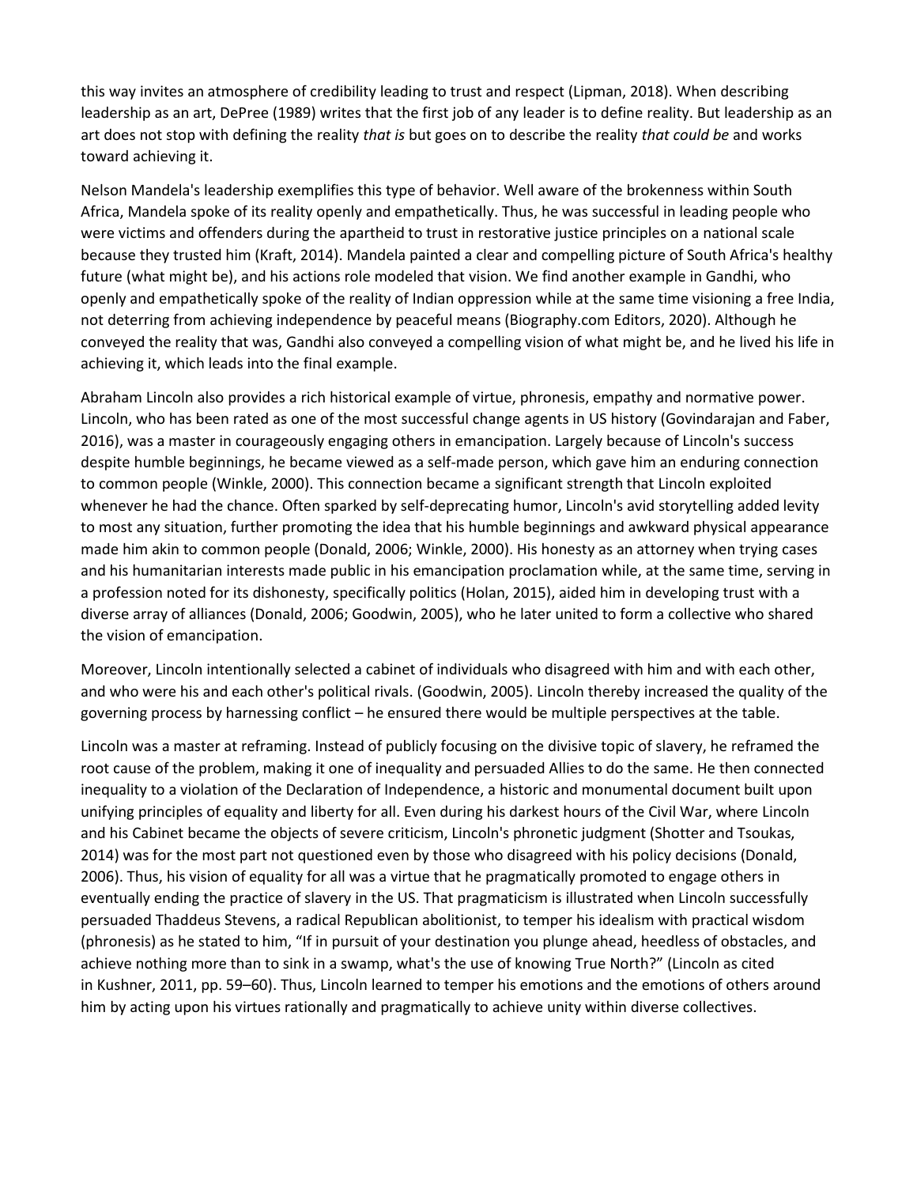this way invites an atmosphere of credibility leading to trust and respect (Lipman, 2018). When describing leadership as an art, DePree (1989) writes that the first job of any leader is to define reality. But leadership as an art does not stop with defining the reality *that is* but goes on to describe the reality *that could be* and works toward achieving it.

Nelson Mandela's leadership exemplifies this type of behavior. Well aware of the brokenness within South Africa, Mandela spoke of its reality openly and empathetically. Thus, he was successful in leading people who were victims and offenders during the apartheid to trust in restorative justice principles on a national scale because they trusted him (Kraft, 2014). Mandela painted a clear and compelling picture of South Africa's healthy future (what might be), and his actions role modeled that vision. We find another example in Gandhi, who openly and empathetically spoke of the reality of Indian oppression while at the same time visioning a free India, not deterring from achieving independence by peaceful means (Biography.com Editors, 2020). Although he conveyed the reality that was, Gandhi also conveyed a compelling vision of what might be, and he lived his life in achieving it, which leads into the final example.

Abraham Lincoln also provides a rich historical example of virtue, phronesis, empathy and normative power. Lincoln, who has been rated as one of the most successful change agents in US history (Govindarajan and Faber, 2016), was a master in courageously engaging others in emancipation. Largely because of Lincoln's success despite humble beginnings, he became viewed as a self-made person, which gave him an enduring connection to common people (Winkle, 2000). This connection became a significant strength that Lincoln exploited whenever he had the chance. Often sparked by self-deprecating humor, Lincoln's avid storytelling added levity to most any situation, further promoting the idea that his humble beginnings and awkward physical appearance made him akin to common people (Donald, 2006; Winkle, 2000). His honesty as an attorney when trying cases and his humanitarian interests made public in his emancipation proclamation while, at the same time, serving in a profession noted for its dishonesty, specifically politics (Holan, 2015), aided him in developing trust with a diverse array of alliances (Donald, 2006; Goodwin, 2005), who he later united to form a collective who shared the vision of emancipation.

Moreover, Lincoln intentionally selected a cabinet of individuals who disagreed with him and with each other, and who were his and each other's political rivals. (Goodwin, 2005). Lincoln thereby increased the quality of the governing process by harnessing conflict – he ensured there would be multiple perspectives at the table.

Lincoln was a master at reframing. Instead of publicly focusing on the divisive topic of slavery, he reframed the root cause of the problem, making it one of inequality and persuaded Allies to do the same. He then connected inequality to a violation of the Declaration of Independence, a historic and monumental document built upon unifying principles of equality and liberty for all. Even during his darkest hours of the Civil War, where Lincoln and his Cabinet became the objects of severe criticism, Lincoln's phronetic judgment (Shotter and Tsoukas, 2014) was for the most part not questioned even by those who disagreed with his policy decisions (Donald, 2006). Thus, his vision of equality for all was a virtue that he pragmatically promoted to engage others in eventually ending the practice of slavery in the US. That pragmaticism is illustrated when Lincoln successfully persuaded Thaddeus Stevens, a radical Republican abolitionist, to temper his idealism with practical wisdom (phronesis) as he stated to him, "If in pursuit of your destination you plunge ahead, heedless of obstacles, and achieve nothing more than to sink in a swamp, what's the use of knowing True North?" (Lincoln as cited in Kushner, 2011, pp. 59–60). Thus, Lincoln learned to temper his emotions and the emotions of others around him by acting upon his virtues rationally and pragmatically to achieve unity within diverse collectives.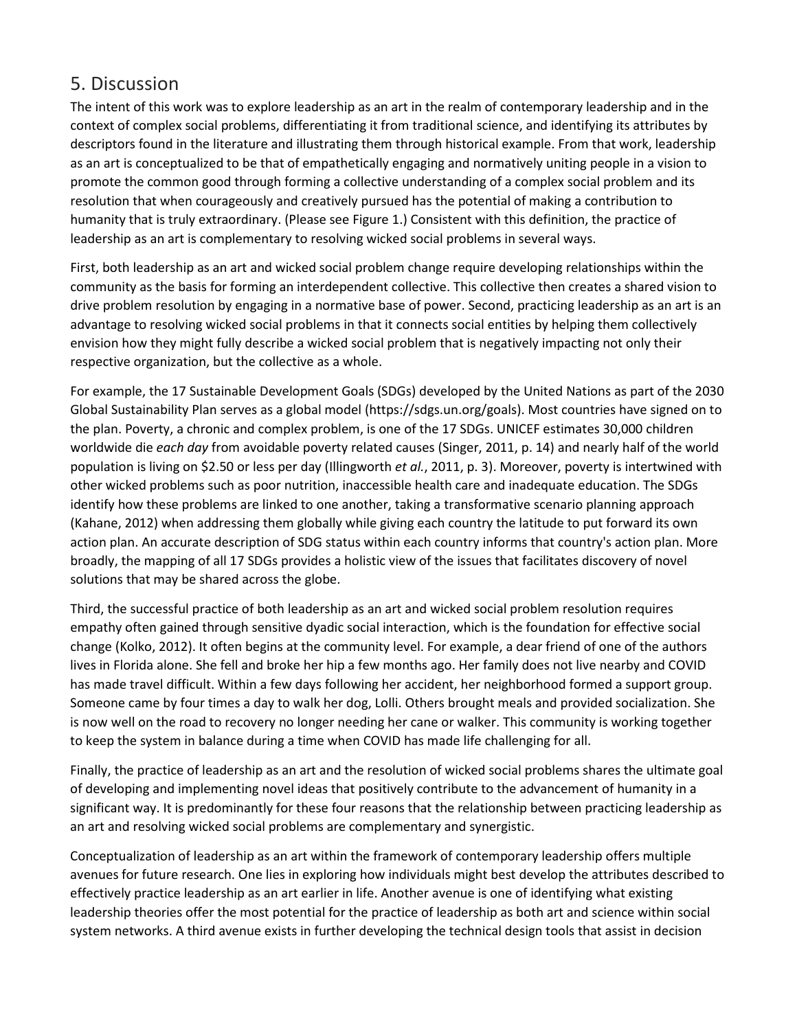## 5. Discussion

The intent of this work was to explore leadership as an art in the realm of contemporary leadership and in the context of complex social problems, differentiating it from traditional science, and identifying its attributes by descriptors found in the literature and illustrating them through historical example. From that work, leadership as an art is conceptualized to be that of empathetically engaging and normatively uniting people in a vision to promote the common good through forming a collective understanding of a complex social problem and its resolution that when courageously and creatively pursued has the potential of making a contribution to humanity that is truly extraordinary. (Please see Figure 1.) Consistent with this definition, the practice of leadership as an art is complementary to resolving wicked social problems in several ways.

First, both leadership as an art and wicked social problem change require developing relationships within the community as the basis for forming an interdependent collective. This collective then creates a shared vision to drive problem resolution by engaging in a normative base of power. Second, practicing leadership as an art is an advantage to resolving wicked social problems in that it connects social entities by helping them collectively envision how they might fully describe a wicked social problem that is negatively impacting not only their respective organization, but the collective as a whole.

For example, the 17 Sustainable Development Goals (SDGs) developed by the United Nations as part of the 2030 Global Sustainability Plan serves as a global model (https://sdgs.un.org/goals). Most countries have signed on to the plan. Poverty, a chronic and complex problem, is one of the 17 SDGs. UNICEF estimates 30,000 children worldwide die *each day* from avoidable poverty related causes (Singer, 2011, p. 14) and nearly half of the world population is living on $2.50 or less per day (Illingworth *et al.*, 2011, p. 3). Moreover, poverty is intertwined with other wicked problems such as poor nutrition, inaccessible health care and inadequate education. The SDGs identify how these problems are linked to one another, taking a transformative scenario planning approach (Kahane, 2012) when addressing them globally while giving each country the latitude to put forward its own action plan. An accurate description of SDG status within each country informs that country's action plan. More broadly, the mapping of all 17 SDGs provides a holistic view of the issues that facilitates discovery of novel solutions that may be shared across the globe.

Third, the successful practice of both leadership as an art and wicked social problem resolution requires empathy often gained through sensitive dyadic social interaction, which is the foundation for effective social change (Kolko, 2012). It often begins at the community level. For example, a dear friend of one of the authors lives in Florida alone. She fell and broke her hip a few months ago. Her family does not live nearby and COVID has made travel difficult. Within a few days following her accident, her neighborhood formed a support group. Someone came by four times a day to walk her dog, Lolli. Others brought meals and provided socialization. She is now well on the road to recovery no longer needing her cane or walker. This community is working together to keep the system in balance during a time when COVID has made life challenging for all.

Finally, the practice of leadership as an art and the resolution of wicked social problems shares the ultimate goal of developing and implementing novel ideas that positively contribute to the advancement of humanity in a significant way. It is predominantly for these four reasons that the relationship between practicing leadership as an art and resolving wicked social problems are complementary and synergistic.

Conceptualization of leadership as an art within the framework of contemporary leadership offers multiple avenues for future research. One lies in exploring how individuals might best develop the attributes described to effectively practice leadership as an art earlier in life. Another avenue is one of identifying what existing leadership theories offer the most potential for the practice of leadership as both art and science within social system networks. A third avenue exists in further developing the technical design tools that assist in decision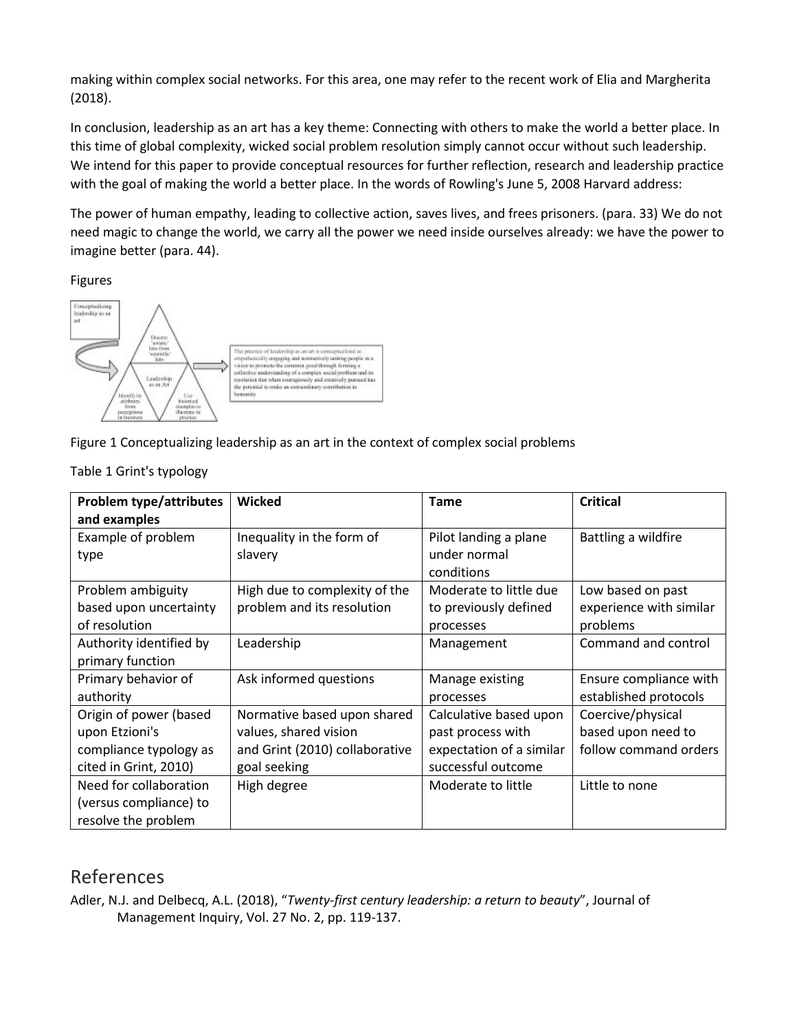making within complex social networks. For this area, one may refer to the recent work of Elia and Margherita (2018).

In conclusion, leadership as an art has a key theme: Connecting with others to make the world a better place. In this time of global complexity, wicked social problem resolution simply cannot occur without such leadership. We intend for this paper to provide conceptual resources for further reflection, research and leadership practice with the goal of making the world a better place. In the words of Rowling's June 5, 2008 Harvard address:

The power of human empathy, leading to collective action, saves lives, and frees prisoners. (para. 33) We do not need magic to change the world, we carry all the power we need inside ourselves already: we have the power to imagine better (para. 44).

Figures

Figure 1 Conceptualizing leadership as an art in the context of complex social problems

Table 1 Grint's typology

| Problem type/attributes and examples | Wicked | Tame | Critical |
| --- | --- | --- | --- |
| Example of problem type | Inequality in the form of slavery | Pilot landing a plane under normal conditions | Battling a wildfire |
| Problem ambiguity based upon uncertainty of resolution | High due to complexity of the problem and its resolution | Moderate to little due to previously defined processes | Low based on past experience with similar problems |
| Authority identified by primary function | Leadership | Management | Command and control |
| Primary behavior of authority | Ask informed questions | Manage existing processes | Ensure compliance with established protocols |
| Origin of power (based upon Etzioni's compliance typology as cited in Grint, 2010) | Normative based upon shared values, shared vision and Grint (2010) collaborative goal seeking | Calculative based upon past process with expectation of a similar successful outcome | Coercive/physical based upon need to follow command orders |
| Need for collaboration (versus compliance) to resolve the problem | High degree | Moderate to little | Little to none |

## References

Adler, N.J. and Delbecq, A.L. (2018), "*Twenty-first century leadership: a return to beauty*", Journal of Management Inquiry, Vol. 27 No. 2, pp. 119-137.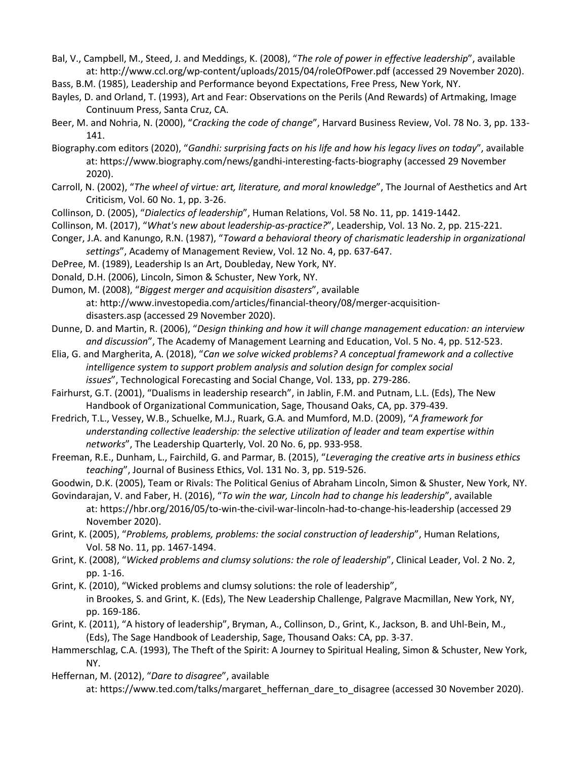Bal, V., Campbell, M., Steed, J. and Meddings, K. (2008), "*The role of power in effective leadership*", available at: http://www.ccl.org/wp-content/uploads/2015/04/roleOfPower.pdf (accessed 29 November 2020).

Bass, B.M. (1985), Leadership and Performance beyond Expectations, Free Press, New York, NY.

Bayles, D. and Orland, T. (1993), Art and Fear: Observations on the Perils (And Rewards) of Artmaking, Image Continuum Press, Santa Cruz, CA.

Beer, M. and Nohria, N. (2000), "*Cracking the code of change*", Harvard Business Review, Vol. 78 No. 3, pp. 133-141.

Biography.com editors (2020), "*Gandhi: surprising facts on his life and how his legacy lives on today*", available at: https://www.biography.com/news/gandhi-interesting-facts-biography (accessed 29 November 2020).

Carroll, N. (2002), "*The wheel of virtue: art, literature, and moral knowledge*", The Journal of Aesthetics and Art Criticism, Vol. 60 No. 1, pp. 3-26.

Collinson, D. (2005), "*Dialectics of leadership*", Human Relations, Vol. 58 No. 11, pp. 1419-1442.

Collinson, M. (2017), "*What's new about leadership-as-practice?*", Leadership, Vol. 13 No. 2, pp. 215-221.

Conger, J.A. and Kanungo, R.N. (1987), "*Toward a behavioral theory of charismatic leadership in organizational settings*", Academy of Management Review, Vol. 12 No. 4, pp. 637-647.

DePree, M. (1989), Leadership Is an Art, Doubleday, New York, NY.

Donald, D.H. (2006), Lincoln, Simon & Schuster, New York, NY.

Dumon, M. (2008), "*Biggest merger and acquisition disasters*", available at: http://www.investopedia.com/articles/financial-theory/08/merger-acquisition-disasters.asp (accessed 29 November 2020).

Dunne, D. and Martin, R. (2006), "*Design thinking and how it will change management education: an interview and discussion*", The Academy of Management Learning and Education, Vol. 5 No. 4, pp. 512-523.

Elia, G. and Margherita, A. (2018), "*Can we solve wicked problems? A conceptual framework and a collective intelligence system to support problem analysis and solution design for complex social issues*", Technological Forecasting and Social Change, Vol. 133, pp. 279-286.

Fairhurst, G.T. (2001), "Dualisms in leadership research", in Jablin, F.M. and Putnam, L.L. (Eds), The New Handbook of Organizational Communication, Sage, Thousand Oaks, CA, pp. 379-439.

Fredrich, T.L., Vessey, W.B., Schuelke, M.J., Ruark, G.A. and Mumford, M.D. (2009), "*A framework for understanding collective leadership: the selective utilization of leader and team expertise within networks*", The Leadership Quarterly, Vol. 20 No. 6, pp. 933-958.

Freeman, R.E., Dunham, L., Fairchild, G. and Parmar, B. (2015), "*Leveraging the creative arts in business ethics teaching*", Journal of Business Ethics, Vol. 131 No. 3, pp. 519-526.

Goodwin, D.K. (2005), Team or Rivals: The Political Genius of Abraham Lincoln, Simon & Shuster, New York, NY.

Govindarajan, V. and Faber, H. (2016), "*To win the war, Lincoln had to change his leadership*", available at: https://hbr.org/2016/05/to-win-the-civil-war-lincoln-had-to-change-his-leadership (accessed 29 November 2020).

Grint, K. (2005), "*Problems, problems, problems: the social construction of leadership*", Human Relations, Vol. 58 No. 11, pp. 1467-1494.

Grint, K. (2008), "*Wicked problems and clumsy solutions: the role of leadership*", Clinical Leader, Vol. 2 No. 2, pp. 1-16.

Grint, K. (2010), "Wicked problems and clumsy solutions: the role of leadership", in Brookes, S. and Grint, K. (Eds), The New Leadership Challenge, Palgrave Macmillan, New York, NY, pp. 169-186.

Grint, K. (2011), "A history of leadership", Bryman, A., Collinson, D., Grint, K., Jackson, B. and Uhl-Bein, M., (Eds), The Sage Handbook of Leadership, Sage, Thousand Oaks: CA, pp. 3-37.

Hammerschlag, C.A. (1993), The Theft of the Spirit: A Journey to Spiritual Healing, Simon & Schuster, New York, NY.

Heffernan, M. (2012), "*Dare to disagree*", available at: https://www.ted.com/talks/margaret_heffernan_dare_to_disagree (accessed 30 November 2020).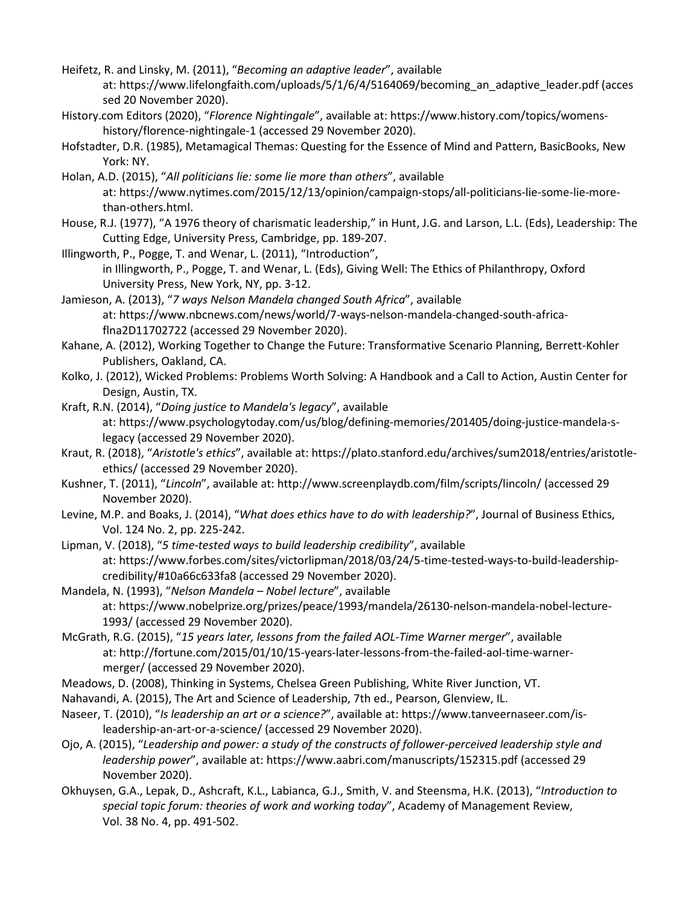Heifetz, R. and Linsky, M. (2011), "*Becoming an adaptive leader*", available at: https://www.lifelongfaith.com/uploads/5/1/6/4/5164069/becoming_an_adaptive_leader.pdf (accessed 20 November 2020).

History.com Editors (2020), "*Florence Nightingale*", available at: https://www.history.com/topics/womens-history/florence-nightingale-1 (accessed 29 November 2020).

Hofstadter, D.R. (1985), Metamagical Themas: Questing for the Essence of Mind and Pattern, BasicBooks, New York: NY.

Holan, A.D. (2015), "*All politicians lie: some lie more than others*", available at: https://www.nytimes.com/2015/12/13/opinion/campaign-stops/all-politicians-lie-some-lie-more-than-others.html.

House, R.J. (1977), "A 1976 theory of charismatic leadership," in Hunt, J.G. and Larson, L.L. (Eds), Leadership: The Cutting Edge, University Press, Cambridge, pp. 189-207.

Illingworth, P., Pogge, T. and Wenar, L. (2011), "Introduction", in Illingworth, P., Pogge, T. and Wenar, L. (Eds), Giving Well: The Ethics of Philanthropy, Oxford University Press, New York, NY, pp. 3-12.

Jamieson, A. (2013), "*7 ways Nelson Mandela changed South Africa*", available at: https://www.nbcnews.com/news/world/7-ways-nelson-mandela-changed-south-africa-flna2D11702722 (accessed 29 November 2020).

Kahane, A. (2012), Working Together to Change the Future: Transformative Scenario Planning, Berrett-Kohler Publishers, Oakland, CA.

Kolko, J. (2012), Wicked Problems: Problems Worth Solving: A Handbook and a Call to Action, Austin Center for Design, Austin, TX.

Kraft, R.N. (2014), "*Doing justice to Mandela's legacy*", available at: https://www.psychologytoday.com/us/blog/defining-memories/201405/doing-justice-mandela-s-legacy (accessed 29 November 2020).

Kraut, R. (2018), "*Aristotle's ethics*", available at: https://plato.stanford.edu/archives/sum2018/entries/aristotle-ethics/ (accessed 29 November 2020).

Kushner, T. (2011), "*Lincoln*", available at: http://www.screenplaydb.com/film/scripts/lincoln/ (accessed 29 November 2020).

Levine, M.P. and Boaks, J. (2014), "*What does ethics have to do with leadership?*", Journal of Business Ethics, Vol. 124 No. 2, pp. 225-242.

Lipman, V. (2018), "*5 time-tested ways to build leadership credibility*", available at: https://www.forbes.com/sites/victorlipman/2018/03/24/5-time-tested-ways-to-build-leadership-credibility/#10a66c633fa8 (accessed 29 November 2020).

Mandela, N. (1993), "*Nelson Mandela – Nobel lecture*", available at: https://www.nobelprize.org/prizes/peace/1993/mandela/26130-nelson-mandela-nobel-lecture-1993/ (accessed 29 November 2020).

McGrath, R.G. (2015), "*15 years later, lessons from the failed AOL-Time Warner merger*", available at: http://fortune.com/2015/01/10/15-years-later-lessons-from-the-failed-aol-time-warner-merger/ (accessed 29 November 2020).

Meadows, D. (2008), Thinking in Systems, Chelsea Green Publishing, White River Junction, VT.

Nahavandi, A. (2015), The Art and Science of Leadership, 7th ed., Pearson, Glenview, IL.

Naseer, T. (2010), "*Is leadership an art or a science?*", available at: https://www.tanveernaseer.com/is-leadership-an-art-or-a-science/ (accessed 29 November 2020).

Ojo, A. (2015), "*Leadership and power: a study of the constructs of follower-perceived leadership style and leadership power*", available at: https://www.aabri.com/manuscripts/152315.pdf (accessed 29 November 2020).

Okhuysen, G.A., Lepak, D., Ashcraft, K.L., Labianca, G.J., Smith, V. and Steensma, H.K. (2013), "*Introduction to special topic forum: theories of work and working today*", Academy of Management Review, Vol. 38 No. 4, pp. 491-502.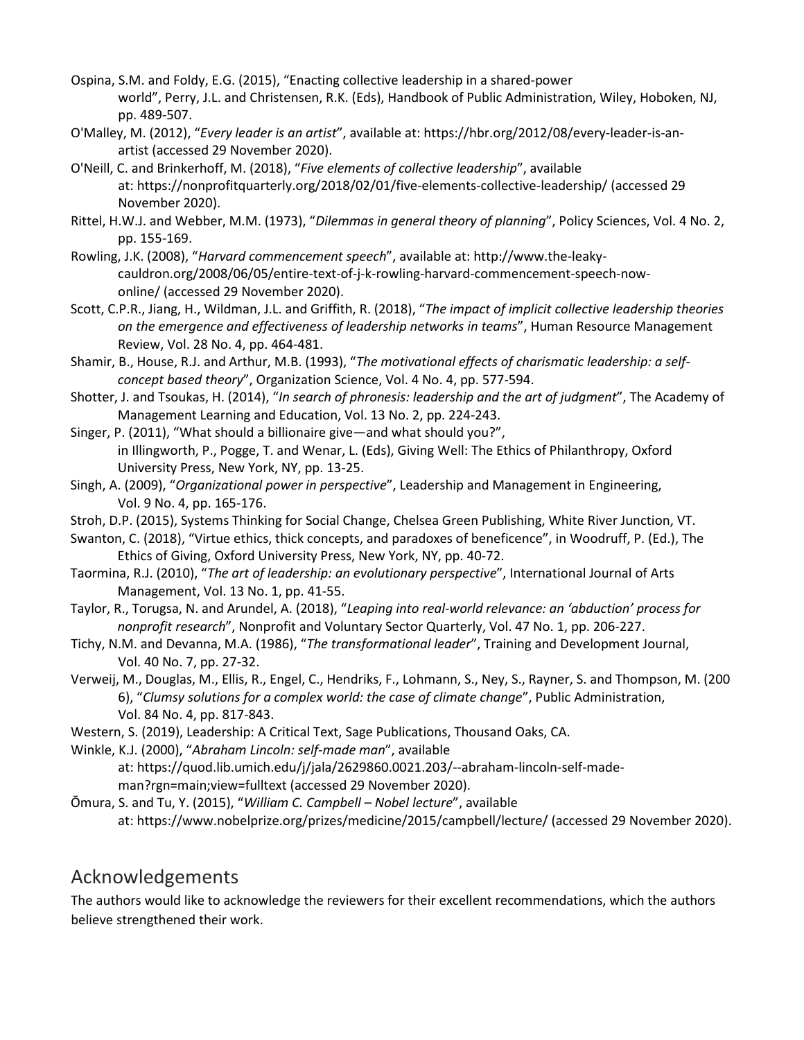Ospina, S.M. and Foldy, E.G. (2015), “Enacting collective leadership in a shared-power world”, Perry, J.L. and Christensen, R.K. (Eds), Handbook of Public Administration, Wiley, Hoboken, NJ, pp. 489-507.

O'Malley, M. (2012), “*Every leader is an artist*”, available at: https://hbr.org/2012/08/every-leader-is-an-artist (accessed 29 November 2020).

O'Neill, C. and Brinkerhoff, M. (2018), “*Five elements of collective leadership*”, available at: https://nonprofitquarterly.org/2018/02/01/five-elements-collective-leadership/ (accessed 29 November 2020).

Rittel, H.W.J. and Webber, M.M. (1973), “*Dilemmas in general theory of planning*”, Policy Sciences, Vol. 4 No. 2, pp. 155-169.

Rowling, J.K. (2008), “*Harvard commencement speech*”, available at: http://www.the-leaky-cauldron.org/2008/06/05/entire-text-of-j-k-rowling-harvard-commencement-speech-now-online/ (accessed 29 November 2020).

Scott, C.P.R., Jiang, H., Wildman, J.L. and Griffith, R. (2018), “*The impact of implicit collective leadership theories on the emergence and effectiveness of leadership networks in teams*”, Human Resource Management Review, Vol. 28 No. 4, pp. 464-481.

Shamir, B., House, R.J. and Arthur, M.B. (1993), “*The motivational effects of charismatic leadership: a self-concept based theory*”, Organization Science, Vol. 4 No. 4, pp. 577-594.

Shotter, J. and Tsoukas, H. (2014), “*In search of phronesis: leadership and the art of judgment*”, The Academy of Management Learning and Education, Vol. 13 No. 2, pp. 224-243.

Singer, P. (2011), “What should a billionaire give—and what should you?”, in Illingworth, P., Pogge, T. and Wenar, L. (Eds), Giving Well: The Ethics of Philanthropy, Oxford University Press, New York, NY, pp. 13-25.

Singh, A. (2009), “*Organizational power in perspective*”, Leadership and Management in Engineering, Vol. 9 No. 4, pp. 165-176.

Stroh, D.P. (2015), Systems Thinking for Social Change, Chelsea Green Publishing, White River Junction, VT.

Swanton, C. (2018), “Virtue ethics, thick concepts, and paradoxes of beneficence”, in Woodruff, P. (Ed.), The Ethics of Giving, Oxford University Press, New York, NY, pp. 40-72.

Taormina, R.J. (2010), “*The art of leadership: an evolutionary perspective*”, International Journal of Arts Management, Vol. 13 No. 1, pp. 41-55.

Taylor, R., Torugsa, N. and Arundel, A. (2018), “*Leaping into real-world relevance: an ‘abduction’ process for nonprofit research*”, Nonprofit and Voluntary Sector Quarterly, Vol. 47 No. 1, pp. 206-227.

Tichy, N.M. and Devanna, M.A. (1986), “*The transformational leader*”, Training and Development Journal, Vol. 40 No. 7, pp. 27-32.

Verweij, M., Douglas, M., Ellis, R., Engel, C., Hendriks, F., Lohmann, S., Ney, S., Rayner, S. and Thompson, M. (2006), “*Clumsy solutions for a complex world: the case of climate change*”, Public Administration, Vol. 84 No. 4, pp. 817-843.

Western, S. (2019), Leadership: A Critical Text, Sage Publications, Thousand Oaks, CA.

Winkle, K.J. (2000), “*Abraham Lincoln: self-made man*”, available at: https://quod.lib.umich.edu/j/jala/2629860.0021.203/--abraham-lincoln-self-made-man?rgn=main;view=fulltext (accessed 29 November 2020).

Ōmura, S. and Tu, Y. (2015), “*William C. Campbell – Nobel lecture*”, available at: https://www.nobelprize.org/prizes/medicine/2015/campbell/lecture/ (accessed 29 November 2020).

## Acknowledgements

The authors would like to acknowledge the reviewers for their excellent recommendations, which the authors believe strengthened their work.